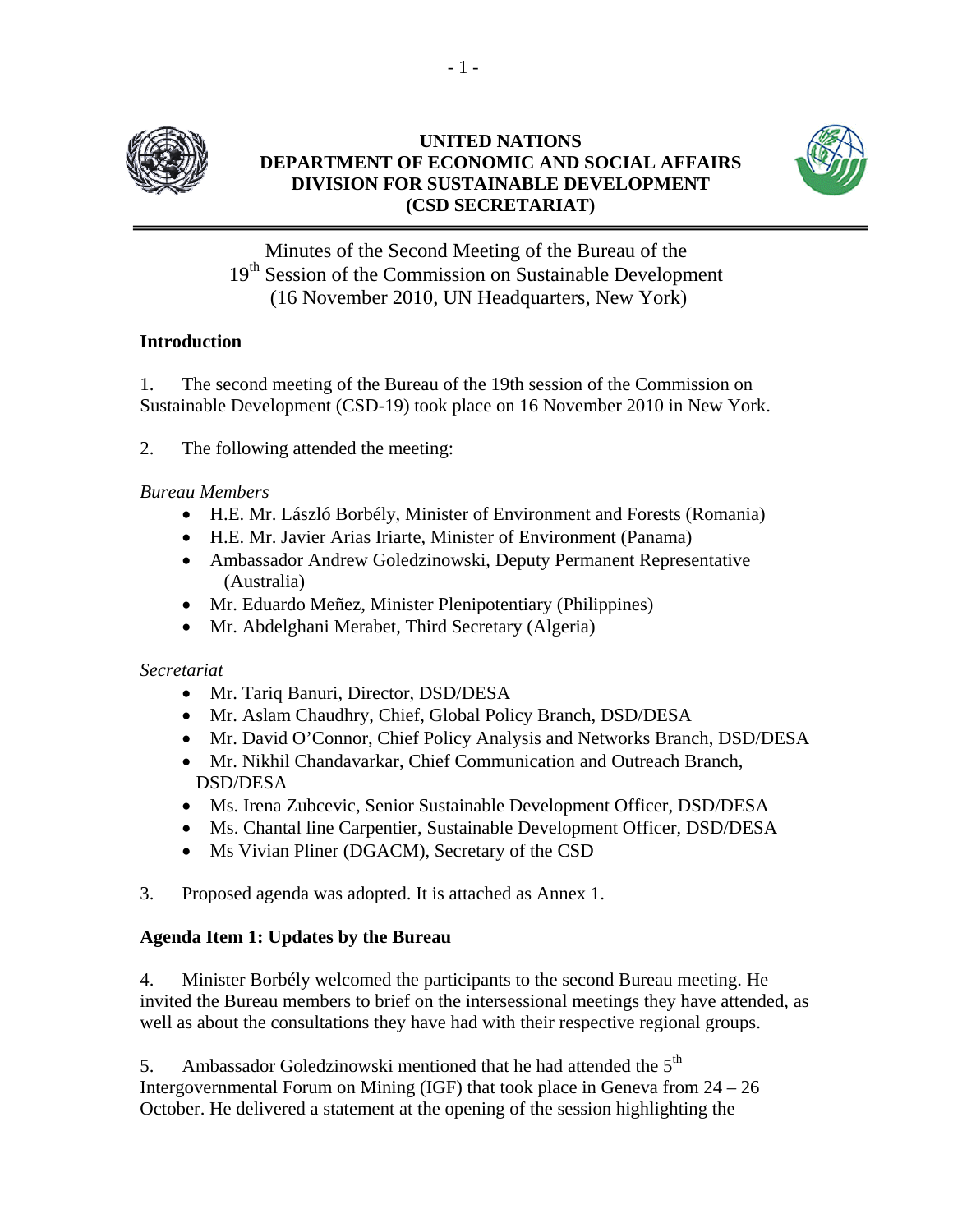# UNITED NATIONS
# DEPARTMENT OF ECONOMIC AND SOCIAL AFFAIRS
# DIVISION FOR SUSTAINABLE DEVELOPMENT
# (CSD SECRETARIAT)

Minutes of the Second Meeting of the Bureau of the 19th Session of the Commission on Sustainable Development (16 November 2010, UN Headquarters, New York)

## Introduction

1. The second meeting of the Bureau of the 19th session of the Commission on Sustainable Development (CSD-19) took place on 16 November 2010 in New York.

2. The following attended the meeting:

*Bureau Members*

- H.E. Mr. László Borbély, Minister of Environment and Forests (Romania)
- H.E. Mr. Javier Arias Iriarte, Minister of Environment (Panama)
- Ambassador Andrew Goledzinowski, Deputy Permanent Representative (Australia)
- Mr. Eduardo Meñez, Minister Plenipotentiary (Philippines)
- Mr. Abdelghani Merabet, Third Secretary (Algeria)

*Secretariat*

- Mr. Tariq Banuri, Director, DSD/DESA
- Mr. Aslam Chaudhry, Chief, Global Policy Branch, DSD/DESA
- Mr. David O'Connor, Chief Policy Analysis and Networks Branch, DSD/DESA
- Mr. Nikhil Chandavarkar, Chief Communication and Outreach Branch, DSD/DESA
- Ms. Irena Zubcevic, Senior Sustainable Development Officer, DSD/DESA
- Ms. Chantal line Carpentier, Sustainable Development Officer, DSD/DESA
- Ms Vivian Pliner (DGACM), Secretary of the CSD

3. Proposed agenda was adopted. It is attached as Annex 1.

## Agenda Item 1: Updates by the Bureau

4. Minister Borbély welcomed the participants to the second Bureau meeting. He invited the Bureau members to brief on the intersessional meetings they have attended, as well as about the consultations they have had with their respective regional groups.

5. Ambassador Goledzinowski mentioned that he had attended the 5th Intergovernmental Forum on Mining (IGF) that took place in Geneva from 24 – 26 October. He delivered a statement at the opening of the session highlighting the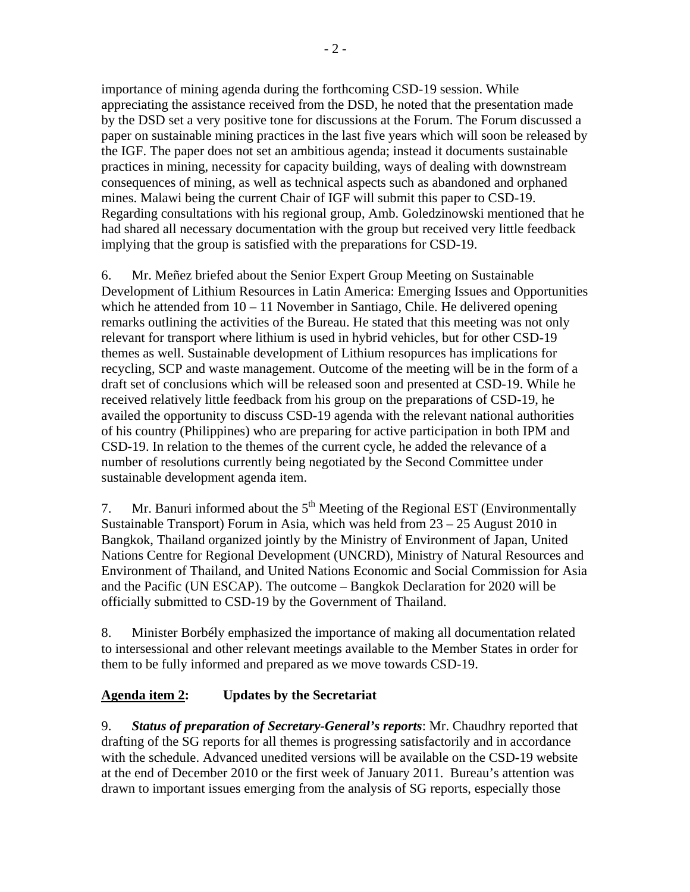importance of mining agenda during the forthcoming CSD-19 session. While appreciating the assistance received from the DSD, he noted that the presentation made by the DSD set a very positive tone for discussions at the Forum. The Forum discussed a paper on sustainable mining practices in the last five years which will soon be released by the IGF. The paper does not set an ambitious agenda; instead it documents sustainable practices in mining, necessity for capacity building, ways of dealing with downstream consequences of mining, as well as technical aspects such as abandoned and orphaned mines. Malawi being the current Chair of IGF will submit this paper to CSD-19. Regarding consultations with his regional group, Amb. Goledzinowski mentioned that he had shared all necessary documentation with the group but received very little feedback implying that the group is satisfied with the preparations for CSD-19.

6. Mr. Meñez briefed about the Senior Expert Group Meeting on Sustainable Development of Lithium Resources in Latin America: Emerging Issues and Opportunities which he attended from 10 – 11 November in Santiago, Chile. He delivered opening remarks outlining the activities of the Bureau. He stated that this meeting was not only relevant for transport where lithium is used in hybrid vehicles, but for other CSD-19 themes as well. Sustainable development of Lithium resopurces has implications for recycling, SCP and waste management. Outcome of the meeting will be in the form of a draft set of conclusions which will be released soon and presented at CSD-19. While he received relatively little feedback from his group on the preparations of CSD-19, he availed the opportunity to discuss CSD-19 agenda with the relevant national authorities of his country (Philippines) who are preparing for active participation in both IPM and CSD-19. In relation to the themes of the current cycle, he added the relevance of a number of resolutions currently being negotiated by the Second Committee under sustainable development agenda item.

7. Mr. Banuri informed about the 5th Meeting of the Regional EST (Environmentally Sustainable Transport) Forum in Asia, which was held from 23 – 25 August 2010 in Bangkok, Thailand organized jointly by the Ministry of Environment of Japan, United Nations Centre for Regional Development (UNCRD), Ministry of Natural Resources and Environment of Thailand, and United Nations Economic and Social Commission for Asia and the Pacific (UN ESCAP). The outcome – Bangkok Declaration for 2020 will be officially submitted to CSD-19 by the Government of Thailand.

8. Minister Borbély emphasized the importance of making all documentation related to intersessional and other relevant meetings available to the Member States in order for them to be fully informed and prepared as we move towards CSD-19.

**Agenda item 2: Updates by the Secretariat**

9. ***Status of preparation of Secretary-General's reports***: Mr. Chaudhry reported that drafting of the SG reports for all themes is progressing satisfactorily and in accordance with the schedule. Advanced unedited versions will be available on the CSD-19 website at the end of December 2010 or the first week of January 2011. Bureau's attention was drawn to important issues emerging from the analysis of SG reports, especially those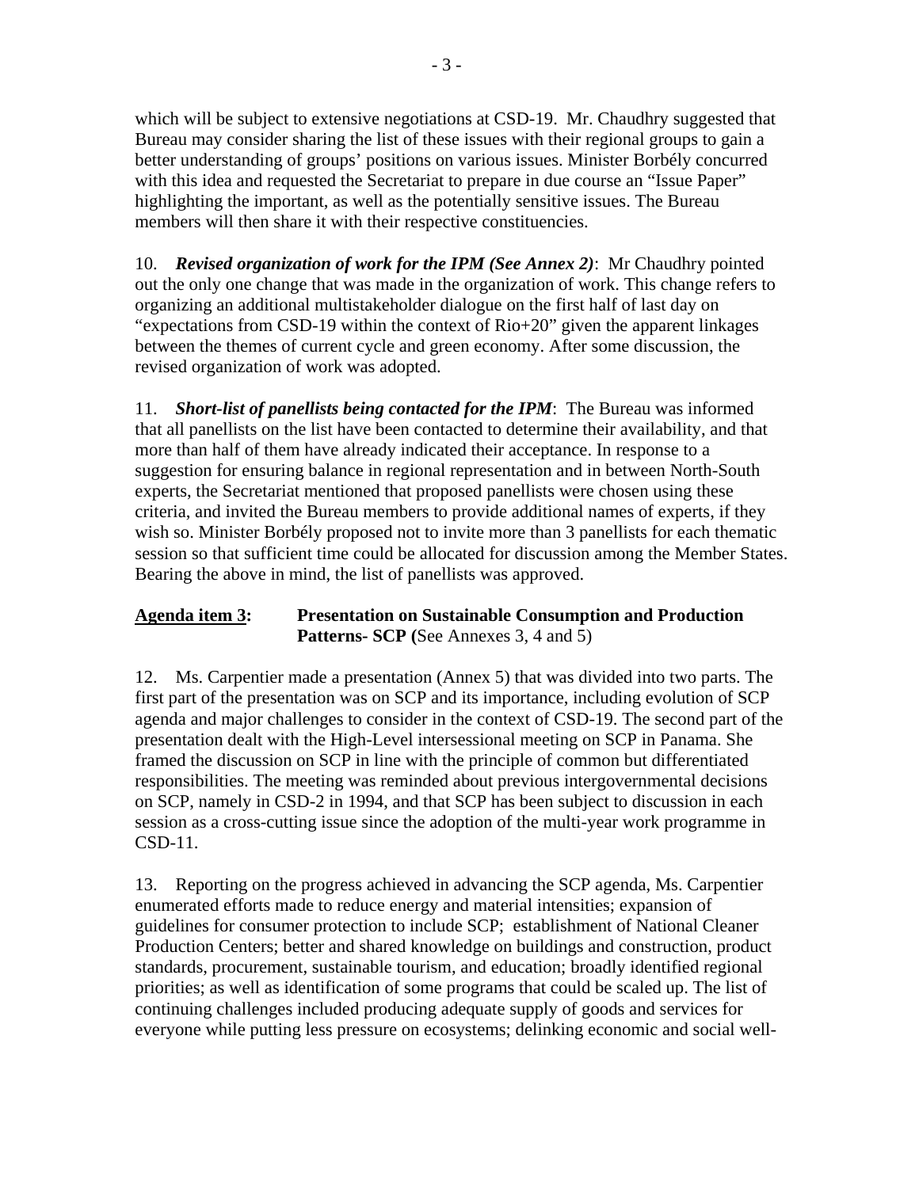which will be subject to extensive negotiations at CSD-19. Mr. Chaudhry suggested that Bureau may consider sharing the list of these issues with their regional groups to gain a better understanding of groups' positions on various issues. Minister Borbély concurred with this idea and requested the Secretariat to prepare in due course an "Issue Paper" highlighting the important, as well as the potentially sensitive issues. The Bureau members will then share it with their respective constituencies.

10. ***Revised organization of work for the IPM (See Annex 2)***: Mr Chaudhry pointed out the only one change that was made in the organization of work. This change refers to organizing an additional multistakeholder dialogue on the first half of last day on "expectations from CSD-19 within the context of Rio+20" given the apparent linkages between the themes of current cycle and green economy. After some discussion, the revised organization of work was adopted.

11. ***Short-list of panellists being contacted for the IPM***: The Bureau was informed that all panellists on the list have been contacted to determine their availability, and that more than half of them have already indicated their acceptance. In response to a suggestion for ensuring balance in regional representation and in between North-South experts, the Secretariat mentioned that proposed panellists were chosen using these criteria, and invited the Bureau members to provide additional names of experts, if they wish so. Minister Borbély proposed not to invite more than 3 panellists for each thematic session so that sufficient time could be allocated for discussion among the Member States. Bearing the above in mind, the list of panellists was approved.

**Agenda item 3: Presentation on Sustainable Consumption and Production Patterns- SCP (**See Annexes 3, 4 and 5)

12. Ms. Carpentier made a presentation (Annex 5) that was divided into two parts. The first part of the presentation was on SCP and its importance, including evolution of SCP agenda and major challenges to consider in the context of CSD-19. The second part of the presentation dealt with the High-Level intersessional meeting on SCP in Panama. She framed the discussion on SCP in line with the principle of common but differentiated responsibilities. The meeting was reminded about previous intergovernmental decisions on SCP, namely in CSD-2 in 1994, and that SCP has been subject to discussion in each session as a cross-cutting issue since the adoption of the multi-year work programme in CSD-11.

13. Reporting on the progress achieved in advancing the SCP agenda, Ms. Carpentier enumerated efforts made to reduce energy and material intensities; expansion of guidelines for consumer protection to include SCP; establishment of National Cleaner Production Centers; better and shared knowledge on buildings and construction, product standards, procurement, sustainable tourism, and education; broadly identified regional priorities; as well as identification of some programs that could be scaled up. The list of continuing challenges included producing adequate supply of goods and services for everyone while putting less pressure on ecosystems; delinking economic and social well-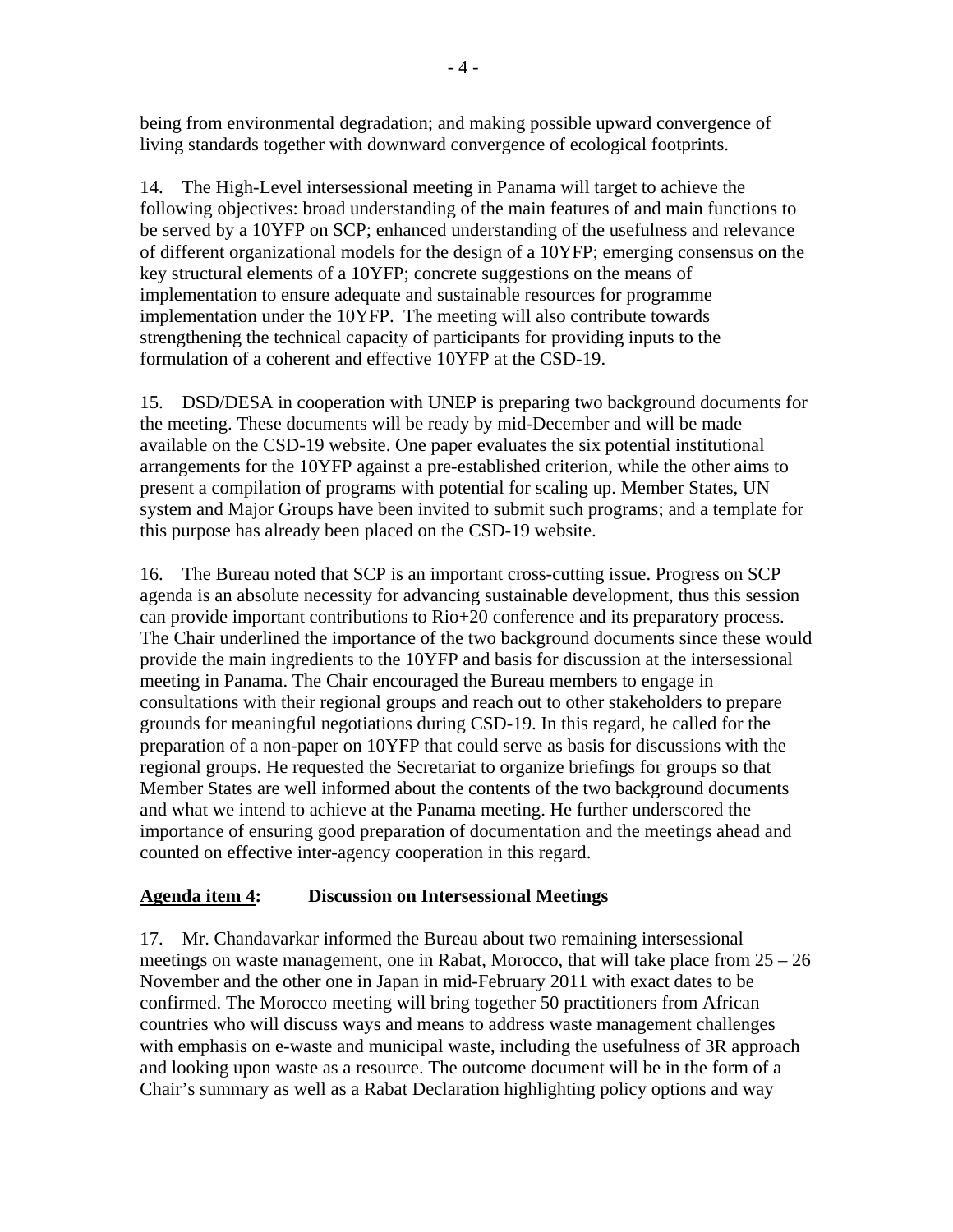being from environmental degradation; and making possible upward convergence of living standards together with downward convergence of ecological footprints.

14. The High-Level intersessional meeting in Panama will target to achieve the following objectives: broad understanding of the main features of and main functions to be served by a 10YFP on SCP; enhanced understanding of the usefulness and relevance of different organizational models for the design of a 10YFP; emerging consensus on the key structural elements of a 10YFP; concrete suggestions on the means of implementation to ensure adequate and sustainable resources for programme implementation under the 10YFP. The meeting will also contribute towards strengthening the technical capacity of participants for providing inputs to the formulation of a coherent and effective 10YFP at the CSD-19.

15. DSD/DESA in cooperation with UNEP is preparing two background documents for the meeting. These documents will be ready by mid-December and will be made available on the CSD-19 website. One paper evaluates the six potential institutional arrangements for the 10YFP against a pre-established criterion, while the other aims to present a compilation of programs with potential for scaling up. Member States, UN system and Major Groups have been invited to submit such programs; and a template for this purpose has already been placed on the CSD-19 website.

16. The Bureau noted that SCP is an important cross-cutting issue. Progress on SCP agenda is an absolute necessity for advancing sustainable development, thus this session can provide important contributions to Rio+20 conference and its preparatory process. The Chair underlined the importance of the two background documents since these would provide the main ingredients to the 10YFP and basis for discussion at the intersessional meeting in Panama. The Chair encouraged the Bureau members to engage in consultations with their regional groups and reach out to other stakeholders to prepare grounds for meaningful negotiations during CSD-19. In this regard, he called for the preparation of a non-paper on 10YFP that could serve as basis for discussions with the regional groups. He requested the Secretariat to organize briefings for groups so that Member States are well informed about the contents of the two background documents and what we intend to achieve at the Panama meeting. He further underscored the importance of ensuring good preparation of documentation and the meetings ahead and counted on effective inter-agency cooperation in this regard.

**<u>Agenda item 4</u>: Discussion on Intersessional Meetings**

17. Mr. Chandavarkar informed the Bureau about two remaining intersessional meetings on waste management, one in Rabat, Morocco, that will take place from 25 – 26 November and the other one in Japan in mid-February 2011 with exact dates to be confirmed. The Morocco meeting will bring together 50 practitioners from African countries who will discuss ways and means to address waste management challenges with emphasis on e-waste and municipal waste, including the usefulness of 3R approach and looking upon waste as a resource. The outcome document will be in the form of a Chair's summary as well as a Rabat Declaration highlighting policy options and way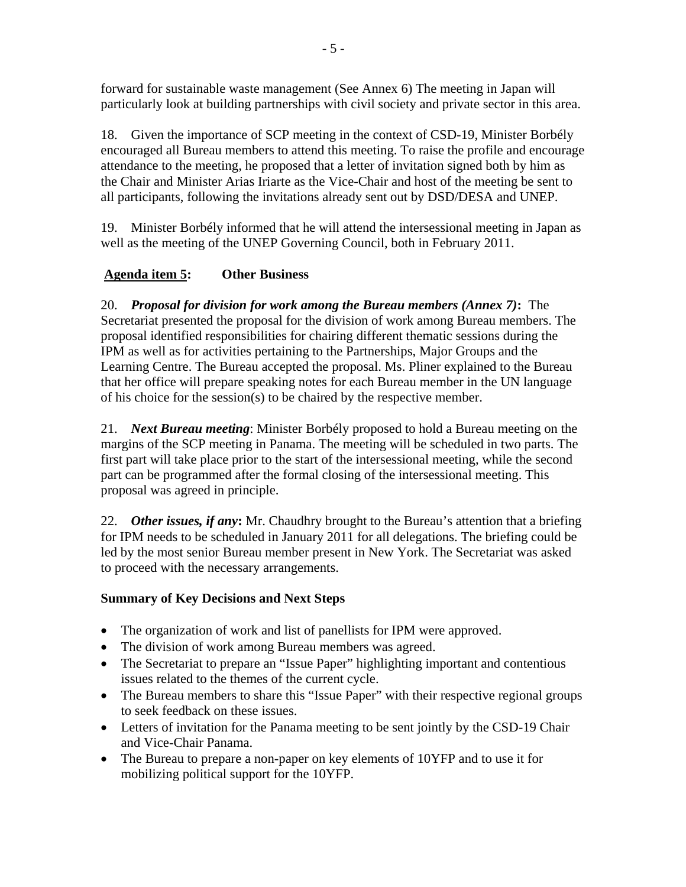forward for sustainable waste management (See Annex 6) The meeting in Japan will particularly look at building partnerships with civil society and private sector in this area.

18. Given the importance of SCP meeting in the context of CSD-19, Minister Borbély encouraged all Bureau members to attend this meeting. To raise the profile and encourage attendance to the meeting, he proposed that a letter of invitation signed both by him as the Chair and Minister Arias Iriarte as the Vice-Chair and host of the meeting be sent to all participants, following the invitations already sent out by DSD/DESA and UNEP.

19. Minister Borbély informed that he will attend the intersessional meeting in Japan as well as the meeting of the UNEP Governing Council, both in February 2011.

## <u>Agenda item 5</u>: Other Business

20. ***Proposal for division for work among the Bureau members (Annex 7)*:** The Secretariat presented the proposal for the division of work among Bureau members. The proposal identified responsibilities for chairing different thematic sessions during the IPM as well as for activities pertaining to the Partnerships, Major Groups and the Learning Centre. The Bureau accepted the proposal. Ms. Pliner explained to the Bureau that her office will prepare speaking notes for each Bureau member in the UN language of his choice for the session(s) to be chaired by the respective member.

21. ***Next Bureau meeting***: Minister Borbély proposed to hold a Bureau meeting on the margins of the SCP meeting in Panama. The meeting will be scheduled in two parts. The first part will take place prior to the start of the intersessional meeting, while the second part can be programmed after the formal closing of the intersessional meeting. This proposal was agreed in principle.

22. ***Other issues, if any*:** Mr. Chaudhry brought to the Bureau's attention that a briefing for IPM needs to be scheduled in January 2011 for all delegations. The briefing could be led by the most senior Bureau member present in New York. The Secretariat was asked to proceed with the necessary arrangements.

### Summary of Key Decisions and Next Steps

- The organization of work and list of panellists for IPM were approved.
- The division of work among Bureau members was agreed.
- The Secretariat to prepare an "Issue Paper" highlighting important and contentious issues related to the themes of the current cycle.
- The Bureau members to share this "Issue Paper" with their respective regional groups to seek feedback on these issues.
- Letters of invitation for the Panama meeting to be sent jointly by the CSD-19 Chair and Vice-Chair Panama.
- The Bureau to prepare a non-paper on key elements of 10YFP and to use it for mobilizing political support for the 10YFP.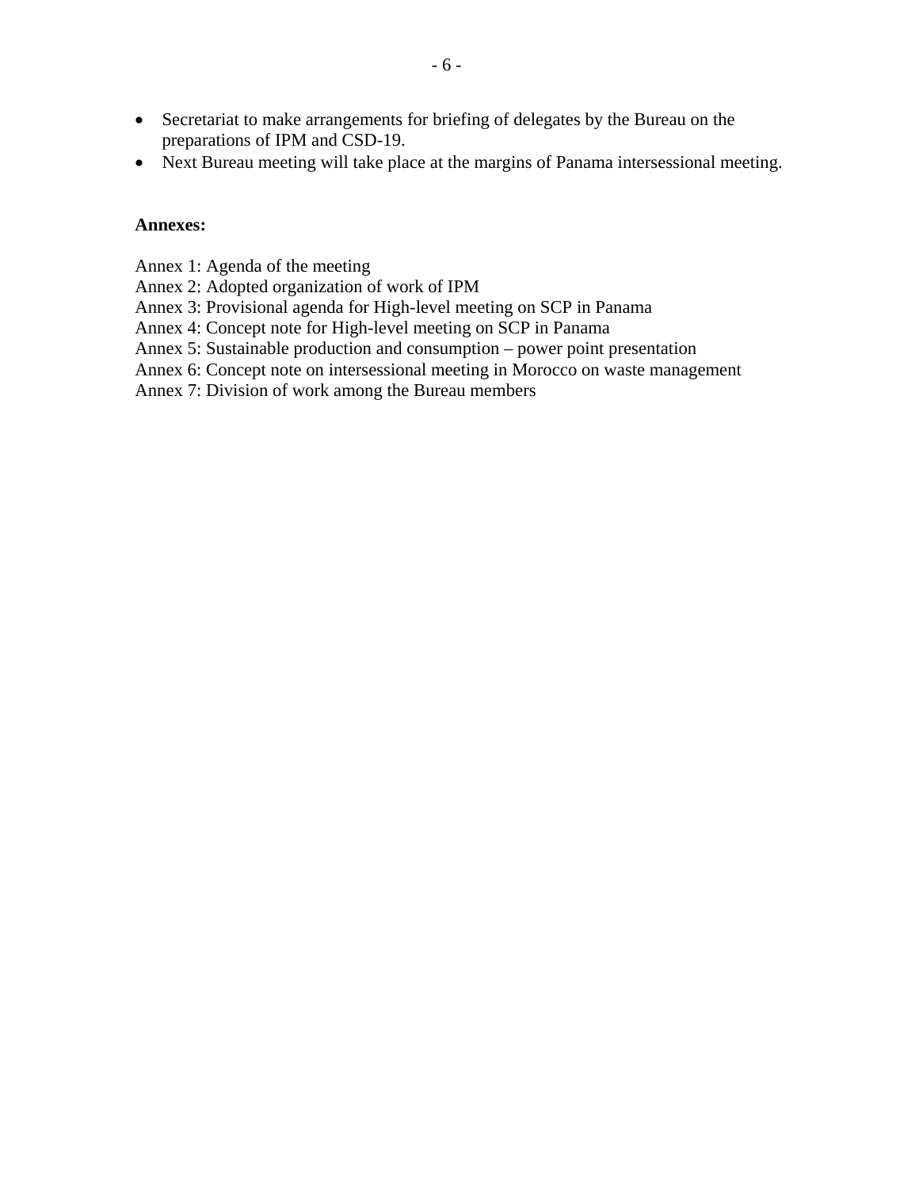- Secretariat to make arrangements for briefing of delegates by the Bureau on the preparations of IPM and CSD-19.
- Next Bureau meeting will take place at the margins of Panama intersessional meeting.

**Annexes:**

Annex 1: Agenda of the meeting
Annex 2: Adopted organization of work of IPM
Annex 3: Provisional agenda for High-level meeting on SCP in Panama
Annex 4: Concept note for High-level meeting on SCP in Panama
Annex 5: Sustainable production and consumption – power point presentation
Annex 6: Concept note on intersessional meeting in Morocco on waste management
Annex 7: Division of work among the Bureau members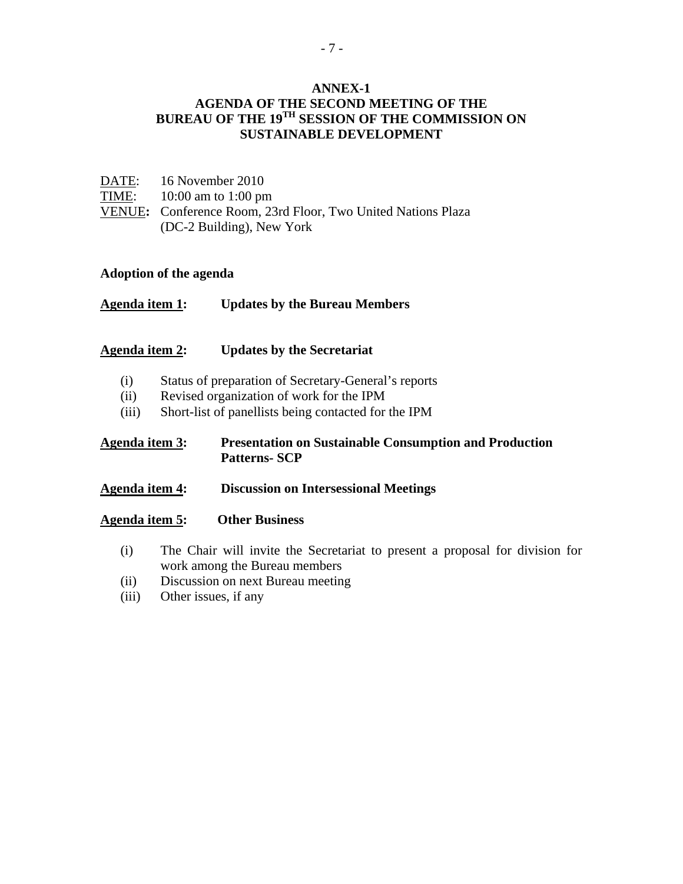# ANNEX-1
## AGENDA OF THE SECOND MEETING OF THE BUREAU OF THE 19$^{TH}$ SESSION OF THE COMMISSION ON SUSTAINABLE DEVELOPMENT

DATE: 16 November 2010
TIME: 10:00 am to 1:00 pm
VENUE: Conference Room, 23rd Floor, Two United Nations Plaza (DC-2 Building), New York

**Adoption of the agenda**

**Agenda item 1: Updates by the Bureau Members**

**Agenda item 2: Updates by the Secretariat**

(i) Status of preparation of Secretary-General's reports
(ii) Revised organization of work for the IPM
(iii) Short-list of panellists being contacted for the IPM

**Agenda item 3: Presentation on Sustainable Consumption and Production Patterns- SCP**

**Agenda item 4: Discussion on Intersessional Meetings**

**Agenda item 5: Other Business**

(i) The Chair will invite the Secretariat to present a proposal for division for work among the Bureau members
(ii) Discussion on next Bureau meeting
(iii) Other issues, if any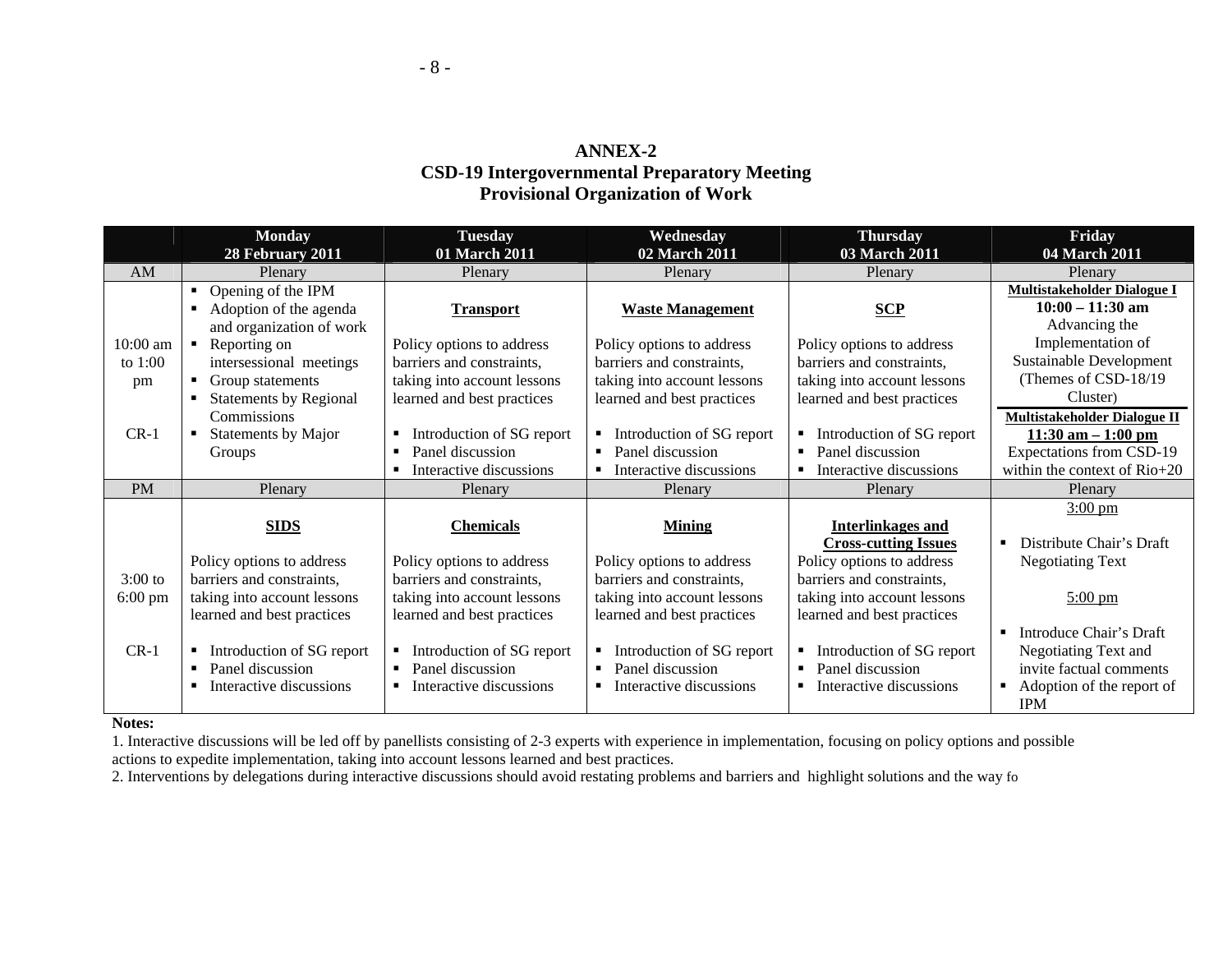**ANNEX-2**
**CSD-19 Intergovernmental Preparatory Meeting**
**Provisional Organization of Work**

| | **Monday 28 February 2011** | **Tuesday 01 March 2011** | **Wednesday 02 March 2011** | **Thursday 03 March 2011** | **Friday 04 March 2011** |
|---|---|---|---|---|---|
| AM | Plenary | Plenary | Plenary | Plenary | Plenary |
| 10:00 am to 1:00 pm<br><br>CR-1 | ▪ Opening of the IPM<br>▪ Adoption of the agenda and organization of work<br>▪ Reporting on intersessional meetings<br>▪ Group statements<br>▪ Statements by Regional Commissions<br>▪ Statements by Major Groups | **Transport**<br><br>Policy options to address barriers and constraints, taking into account lessons learned and best practices<br><br>▪ Introduction of SG report<br>▪ Panel discussion<br>▪ Interactive discussions | **Waste Management**<br><br>Policy options to address barriers and constraints, taking into account lessons learned and best practices<br><br>▪ Introduction of SG report<br>▪ Panel discussion<br>▪ Interactive discussions | **SCP**<br><br>Policy options to address barriers and constraints, taking into account lessons learned and best practices<br><br>▪ Introduction of SG report<br>▪ Panel discussion<br>▪ Interactive discussions | **Multistakeholder Dialogue I**<br>**10:00 – 11:30 am**<br>Advancing the Implementation of Sustainable Development (Themes of CSD-18/19 Cluster)<br><br>**Multistakeholder Dialogue II**<br>**11:30 am – 1:00 pm**<br>Expectations from CSD-19 within the context of Rio+20 |
| PM | Plenary | Plenary | Plenary | Plenary | Plenary |
| 3:00 to 6:00 pm<br><br>CR-1 | **SIDS**<br><br>Policy options to address barriers and constraints, taking into account lessons learned and best practices<br><br>▪ Introduction of SG report<br>▪ Panel discussion<br>▪ Interactive discussions | **Chemicals**<br><br>Policy options to address barriers and constraints, taking into account lessons learned and best practices<br><br>▪ Introduction of SG report<br>▪ Panel discussion<br>▪ Interactive discussions | **Mining**<br><br>Policy options to address barriers and constraints, taking into account lessons learned and best practices<br><br>▪ Introduction of SG report<br>▪ Panel discussion<br>▪ Interactive discussions | **Interlinkages and Cross-cutting Issues**<br>Policy options to address barriers and constraints, taking into account lessons learned and best practices<br><br>▪ Introduction of SG report<br>▪ Panel discussion<br>▪ Interactive discussions | 3:00 pm<br><br>▪ Distribute Chair's Draft Negotiating Text<br><br>5:00 pm<br><br>▪ Introduce Chair's Draft Negotiating Text and invite factual comments<br>▪ Adoption of the report of IPM |

**Notes:**

1. Interactive discussions will be led off by panellists consisting of 2-3 experts with experience in implementation, focusing on policy options and possible actions to expedite implementation, taking into account lessons learned and best practices.
2. Interventions by delegations during interactive discussions should avoid restating problems and barriers and highlight solutions and the way fo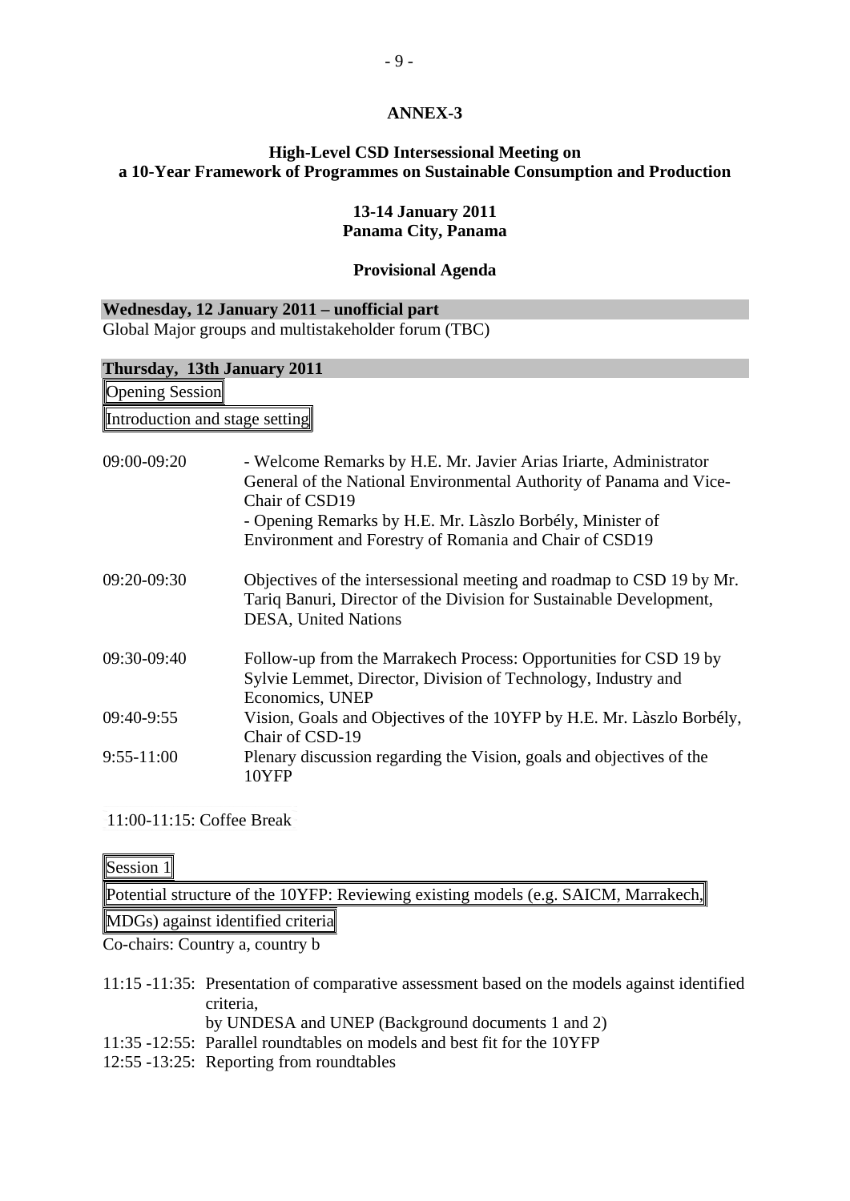## ANNEX-3

### High-Level CSD Intersessional Meeting on a 10-Year Framework of Programmes on Sustainable Consumption and Production

**13-14 January 2011**
**Panama City, Panama**

**Provisional Agenda**

**Wednesday, 12 January 2011 – unofficial part**

Global Major groups and multistakeholder forum (TBC)

**Thursday, 13th January 2011**

Opening Session

Introduction and stage setting

| | |
|---|---|
| 09:00-09:20 | - Welcome Remarks by H.E. Mr. Javier Arias Iriarte, Administrator General of the National Environmental Authority of Panama and Vice-Chair of CSD19<br>- Opening Remarks by H.E. Mr. Làszlo Borbély, Minister of Environment and Forestry of Romania and Chair of CSD19 |
| 09:20-09:30 | Objectives of the intersessional meeting and roadmap to CSD 19 by Mr. Tariq Banuri, Director of the Division for Sustainable Development, DESA, United Nations |
| 09:30-09:40 | Follow-up from the Marrakech Process: Opportunities for CSD 19 by Sylvie Lemmet, Director, Division of Technology, Industry and Economics, UNEP |
| 09:40-9:55 | Vision, Goals and Objectives of the 10YFP by H.E. Mr. Làszlo Borbély, Chair of CSD-19 |
| 9:55-11:00 | Plenary discussion regarding the Vision, goals and objectives of the 10YFP |

11:00-11:15: Coffee Break

Session 1

Potential structure of the 10YFP: Reviewing existing models (e.g. SAICM, Marrakech, MDGs) against identified criteria

Co-chairs: Country a, country b

| | |
|---|---|
| 11:15 -11:35: | Presentation of comparative assessment based on the models against identified criteria, by UNDESA and UNEP (Background documents 1 and 2) |
| 11:35 -12:55: | Parallel roundtables on models and best fit for the 10YFP |
| 12:55 -13:25: | Reporting from roundtables |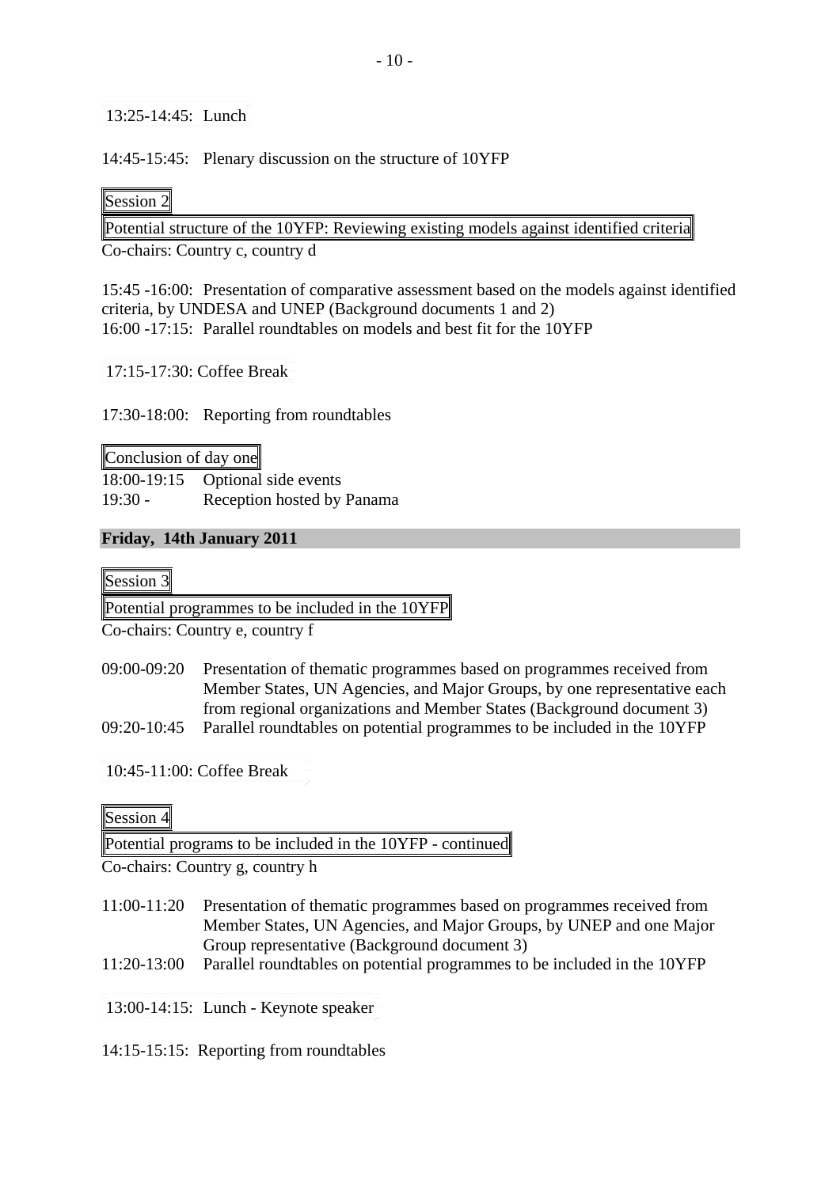13:25-14:45: Lunch

14:45-15:45: Plenary discussion on the structure of 10YFP

**Session 2**

**Potential structure of the 10YFP: Reviewing existing models against identified criteria**

Co-chairs: Country c, country d

15:45 -16:00: Presentation of comparative assessment based on the models against identified criteria, by UNDESA and UNEP (Background documents 1 and 2)
16:00 -17:15: Parallel roundtables on models and best fit for the 10YFP

17:15-17:30: Coffee Break

17:30-18:00: Reporting from roundtables

**Conclusion of day one**

18:00-19:15 Optional side events
19:30 - Reception hosted by Panama

## Friday, 14th January 2011

**Session 3**

**Potential programmes to be included in the 10YFP**

Co-chairs: Country e, country f

09:00-09:20 Presentation of thematic programmes based on programmes received from Member States, UN Agencies, and Major Groups, by one representative each from regional organizations and Member States (Background document 3)
09:20-10:45 Parallel roundtables on potential programmes to be included in the 10YFP

10:45-11:00: Coffee Break

**Session 4**

**Potential programs to be included in the 10YFP - continued**

Co-chairs: Country g, country h

11:00-11:20 Presentation of thematic programmes based on programmes received from Member States, UN Agencies, and Major Groups, by UNEP and one Major Group representative (Background document 3)
11:20-13:00 Parallel roundtables on potential programmes to be included in the 10YFP

13:00-14:15: Lunch - Keynote speaker

14:15-15:15: Reporting from roundtables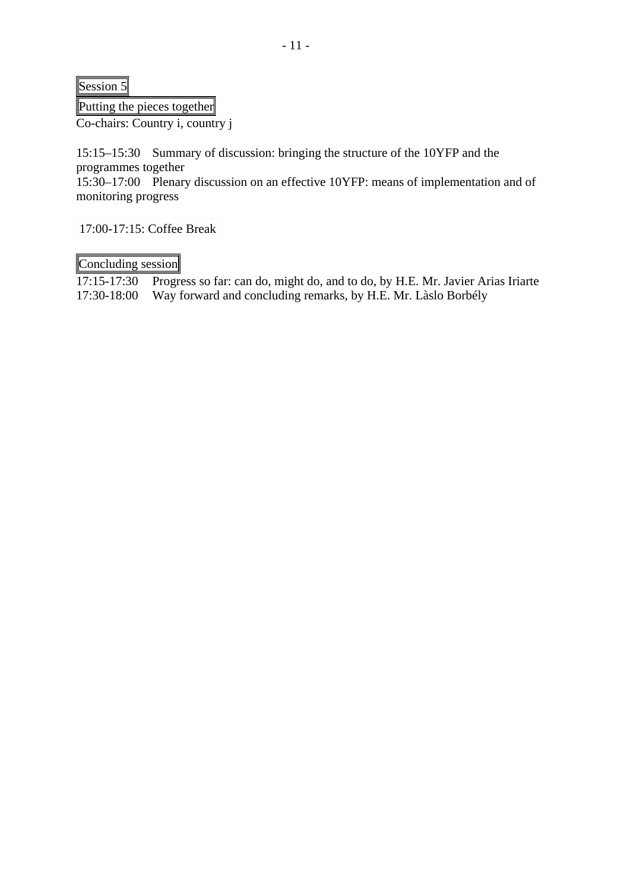### Session 5

### Putting the pieces together

Co-chairs: Country i, country j

15:15–15:30 Summary of discussion: bringing the structure of the 10YFP and the programmes together
15:30–17:00 Plenary discussion on an effective 10YFP: means of implementation and of monitoring progress

17:00-17:15: Coffee Break

### Concluding session

17:15-17:30 Progress so far: can do, might do, and to do, by H.E. Mr. Javier Arias Iriarte
17:30-18:00 Way forward and concluding remarks, by H.E. Mr. Làslo Borbély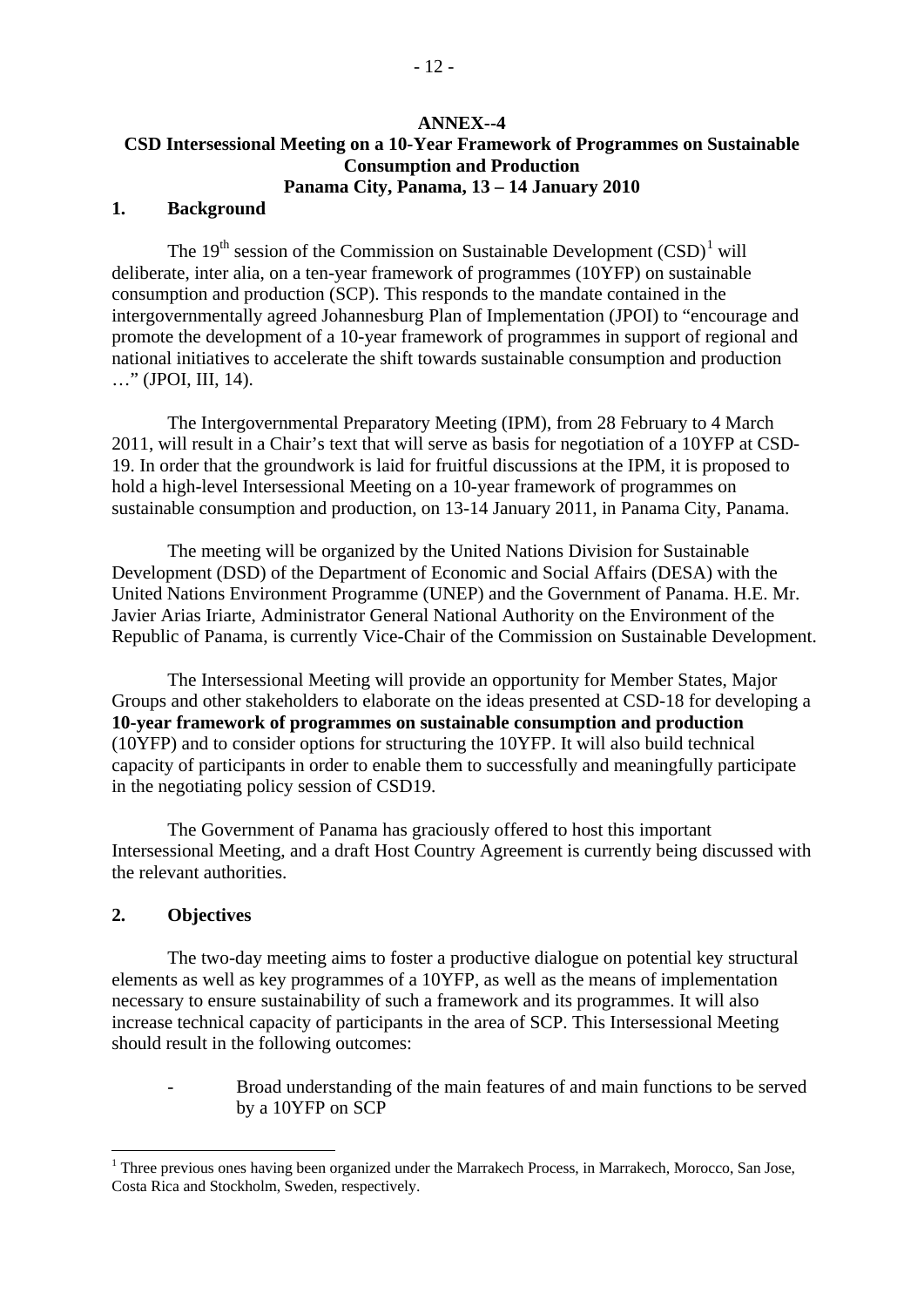**ANNEX--4**

**CSD Intersessional Meeting on a 10-Year Framework of Programmes on Sustainable Consumption and Production**
**Panama City, Panama, 13 – 14 January 2010**

## 1. Background

The 19th session of the Commission on Sustainable Development (CSD)[1] will deliberate, inter alia, on a ten-year framework of programmes (10YFP) on sustainable consumption and production (SCP). This responds to the mandate contained in the intergovernmentally agreed Johannesburg Plan of Implementation (JPOI) to "encourage and promote the development of a 10-year framework of programmes in support of regional and national initiatives to accelerate the shift towards sustainable consumption and production …" (JPOI, III, 14).

The Intergovernmental Preparatory Meeting (IPM), from 28 February to 4 March 2011, will result in a Chair's text that will serve as basis for negotiation of a 10YFP at CSD-19. In order that the groundwork is laid for fruitful discussions at the IPM, it is proposed to hold a high-level Intersessional Meeting on a 10-year framework of programmes on sustainable consumption and production, on 13-14 January 2011, in Panama City, Panama.

The meeting will be organized by the United Nations Division for Sustainable Development (DSD) of the Department of Economic and Social Affairs (DESA) with the United Nations Environment Programme (UNEP) and the Government of Panama. H.E. Mr. Javier Arias Iriarte, Administrator General National Authority on the Environment of the Republic of Panama, is currently Vice-Chair of the Commission on Sustainable Development.

The Intersessional Meeting will provide an opportunity for Member States, Major Groups and other stakeholders to elaborate on the ideas presented at CSD-18 for developing a **10-year framework of programmes on sustainable consumption and production** (10YFP) and to consider options for structuring the 10YFP. It will also build technical capacity of participants in order to enable them to successfully and meaningfully participate in the negotiating policy session of CSD19.

The Government of Panama has graciously offered to host this important Intersessional Meeting, and a draft Host Country Agreement is currently being discussed with the relevant authorities.

## 2. Objectives

The two-day meeting aims to foster a productive dialogue on potential key structural elements as well as key programmes of a 10YFP, as well as the means of implementation necessary to ensure sustainability of such a framework and its programmes. It will also increase technical capacity of participants in the area of SCP. This Intersessional Meeting should result in the following outcomes:

- Broad understanding of the main features of and main functions to be served by a 10YFP on SCP

[1] Three previous ones having been organized under the Marrakech Process, in Marrakech, Morocco, San Jose, Costa Rica and Stockholm, Sweden, respectively.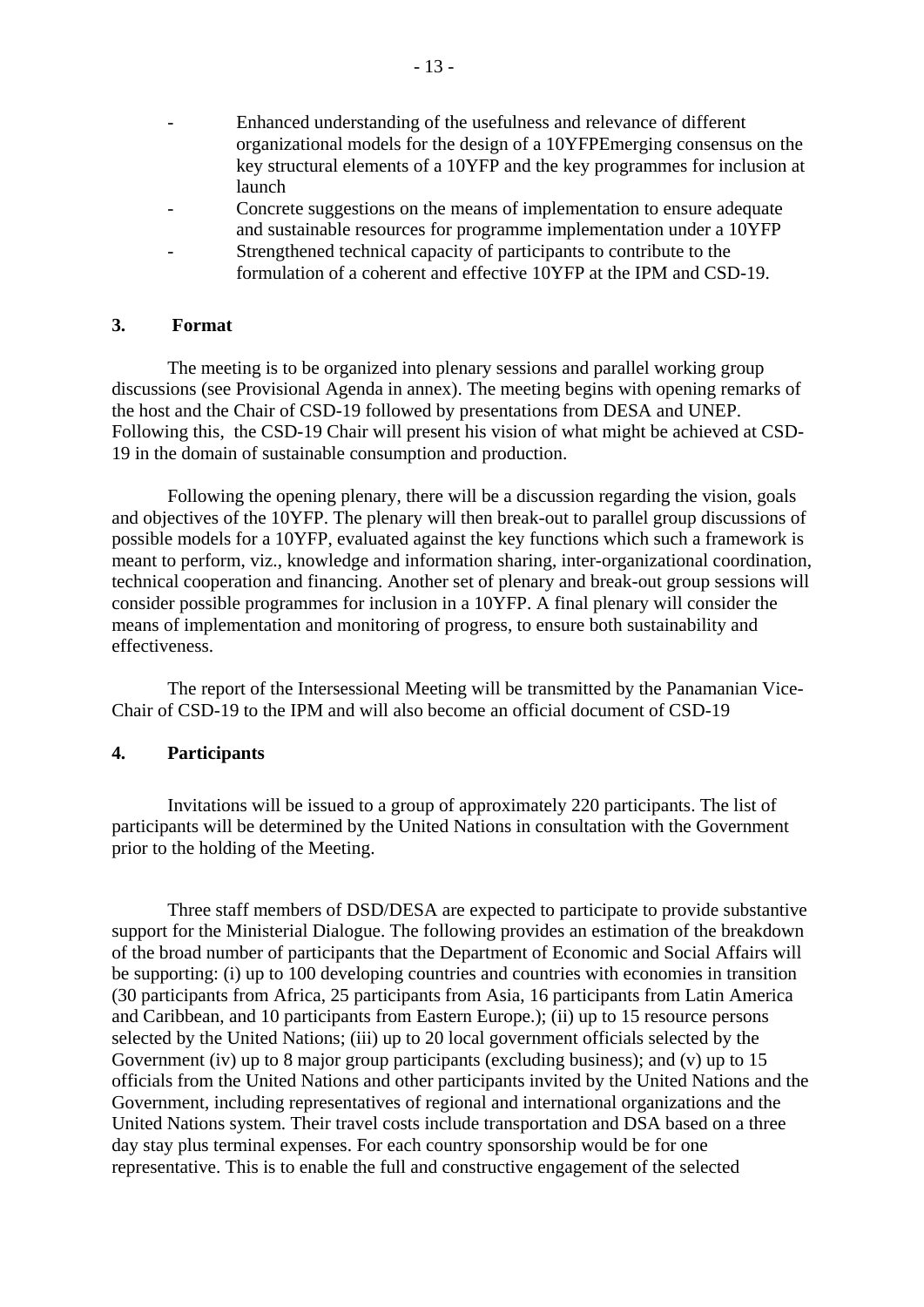- Enhanced understanding of the usefulness and relevance of different organizational models for the design of a 10YFPEmerging consensus on the key structural elements of a 10YFP and the key programmes for inclusion at launch
- Concrete suggestions on the means of implementation to ensure adequate and sustainable resources for programme implementation under a 10YFP
- Strengthened technical capacity of participants to contribute to the formulation of a coherent and effective 10YFP at the IPM and CSD-19.

### 3. Format

The meeting is to be organized into plenary sessions and parallel working group discussions (see Provisional Agenda in annex). The meeting begins with opening remarks of the host and the Chair of CSD-19 followed by presentations from DESA and UNEP. Following this, the CSD-19 Chair will present his vision of what might be achieved at CSD-19 in the domain of sustainable consumption and production.

Following the opening plenary, there will be a discussion regarding the vision, goals and objectives of the 10YFP. The plenary will then break-out to parallel group discussions of possible models for a 10YFP, evaluated against the key functions which such a framework is meant to perform, viz., knowledge and information sharing, inter-organizational coordination, technical cooperation and financing. Another set of plenary and break-out group sessions will consider possible programmes for inclusion in a 10YFP. A final plenary will consider the means of implementation and monitoring of progress, to ensure both sustainability and effectiveness.

The report of the Intersessional Meeting will be transmitted by the Panamanian Vice-Chair of CSD-19 to the IPM and will also become an official document of CSD-19

### 4. Participants

Invitations will be issued to a group of approximately 220 participants. The list of participants will be determined by the United Nations in consultation with the Government prior to the holding of the Meeting.

Three staff members of DSD/DESA are expected to participate to provide substantive support for the Ministerial Dialogue. The following provides an estimation of the breakdown of the broad number of participants that the Department of Economic and Social Affairs will be supporting: (i) up to 100 developing countries and countries with economies in transition (30 participants from Africa, 25 participants from Asia, 16 participants from Latin America and Caribbean, and 10 participants from Eastern Europe.); (ii) up to 15 resource persons selected by the United Nations; (iii) up to 20 local government officials selected by the Government (iv) up to 8 major group participants (excluding business); and (v) up to 15 officials from the United Nations and other participants invited by the United Nations and the Government, including representatives of regional and international organizations and the United Nations system. Their travel costs include transportation and DSA based on a three day stay plus terminal expenses. For each country sponsorship would be for one representative. This is to enable the full and constructive engagement of the selected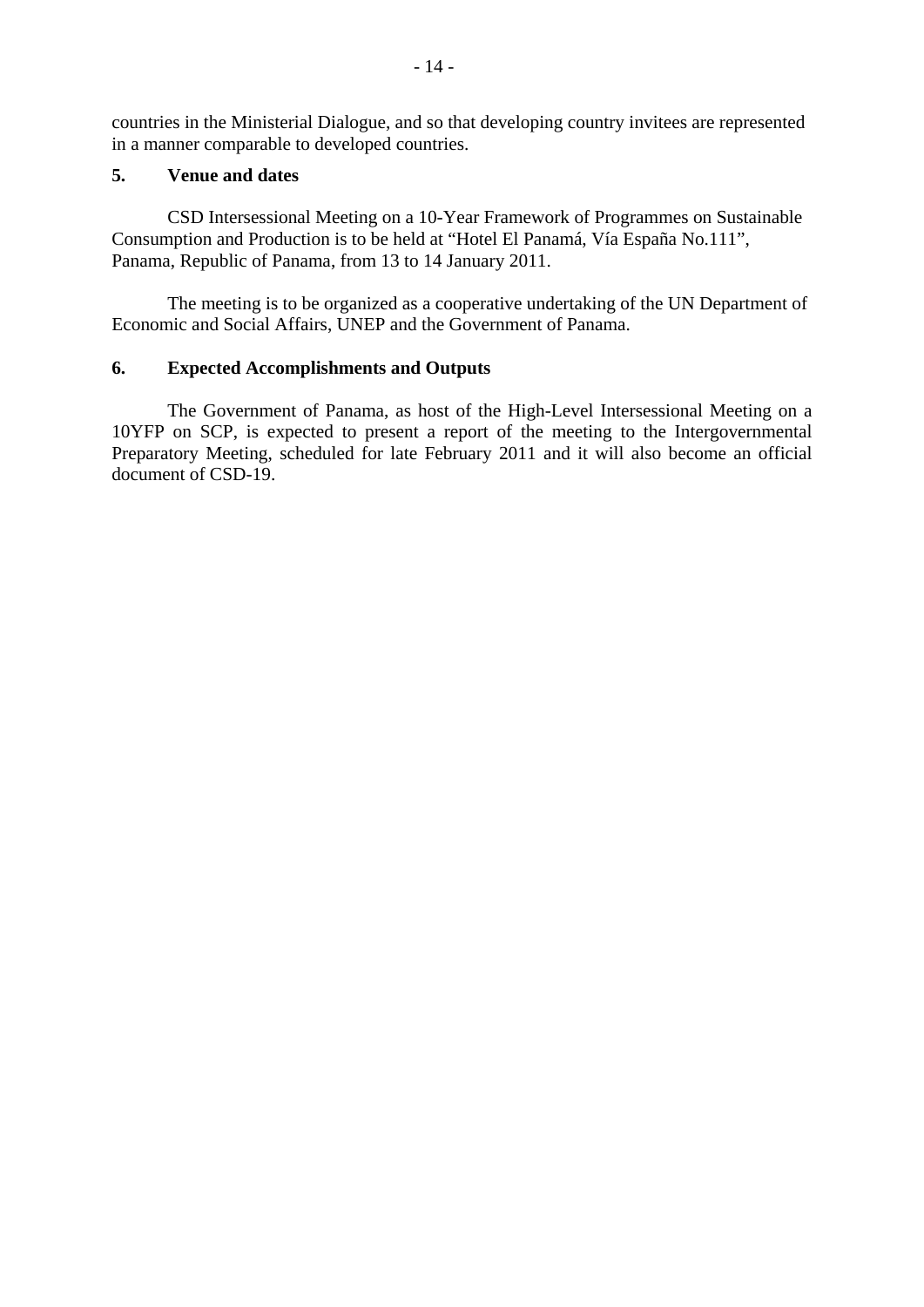countries in the Ministerial Dialogue, and so that developing country invitees are represented in a manner comparable to developed countries.

## 5. Venue and dates

CSD Intersessional Meeting on a 10-Year Framework of Programmes on Sustainable Consumption and Production is to be held at "Hotel El Panamá, Vía España No.111", Panama, Republic of Panama, from 13 to 14 January 2011.

The meeting is to be organized as a cooperative undertaking of the UN Department of Economic and Social Affairs, UNEP and the Government of Panama.

## 6. Expected Accomplishments and Outputs

The Government of Panama, as host of the High-Level Intersessional Meeting on a 10YFP on SCP, is expected to present a report of the meeting to the Intergovernmental Preparatory Meeting, scheduled for late February 2011 and it will also become an official document of CSD-19.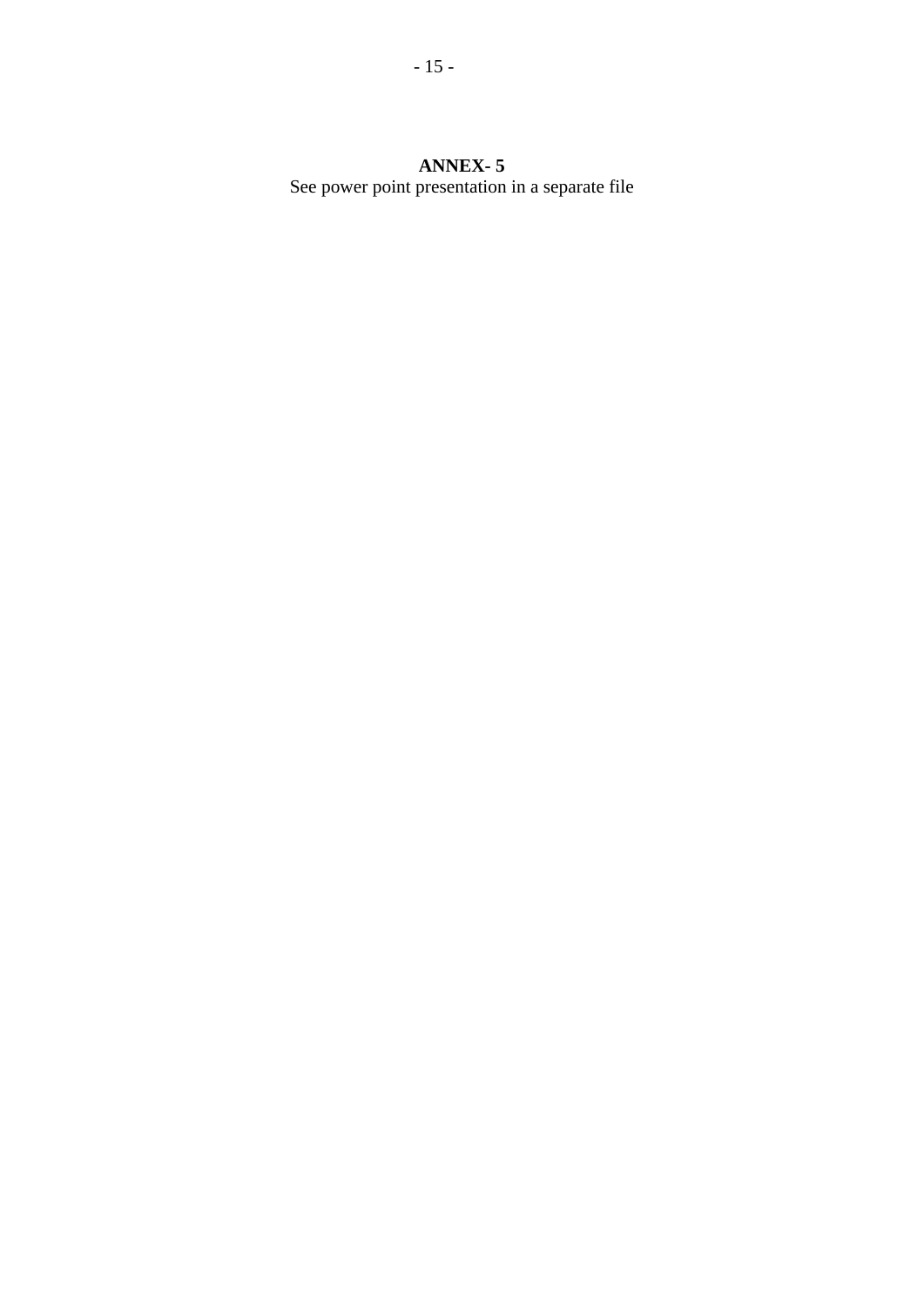**ANNEX- 5**

See power point presentation in a separate file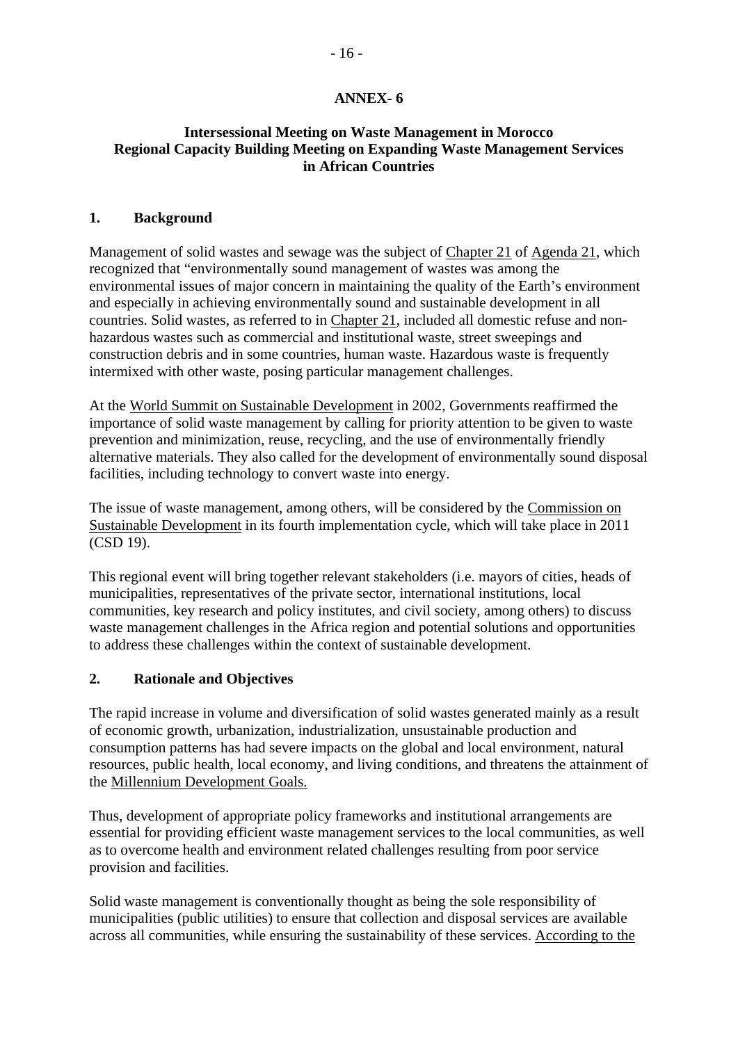## ANNEX- 6

### Intersessional Meeting on Waste Management in Morocco
### Regional Capacity Building Meeting on Expanding Waste Management Services in African Countries

#### 1. Background

Management of solid wastes and sewage was the subject of Chapter 21 of Agenda 21, which recognized that "environmentally sound management of wastes was among the environmental issues of major concern in maintaining the quality of the Earth's environment and especially in achieving environmentally sound and sustainable development in all countries. Solid wastes, as referred to in Chapter 21, included all domestic refuse and non-hazardous wastes such as commercial and institutional waste, street sweepings and construction debris and in some countries, human waste. Hazardous waste is frequently intermixed with other waste, posing particular management challenges.

At the World Summit on Sustainable Development in 2002, Governments reaffirmed the importance of solid waste management by calling for priority attention to be given to waste prevention and minimization, reuse, recycling, and the use of environmentally friendly alternative materials. They also called for the development of environmentally sound disposal facilities, including technology to convert waste into energy.

The issue of waste management, among others, will be considered by the Commission on Sustainable Development in its fourth implementation cycle, which will take place in 2011 (CSD 19).

This regional event will bring together relevant stakeholders (i.e. mayors of cities, heads of municipalities, representatives of the private sector, international institutions, local communities, key research and policy institutes, and civil society, among others) to discuss waste management challenges in the Africa region and potential solutions and opportunities to address these challenges within the context of sustainable development.

#### 2. Rationale and Objectives

The rapid increase in volume and diversification of solid wastes generated mainly as a result of economic growth, urbanization, industrialization, unsustainable production and consumption patterns has had severe impacts on the global and local environment, natural resources, public health, local economy, and living conditions, and threatens the attainment of the Millennium Development Goals.

Thus, development of appropriate policy frameworks and institutional arrangements are essential for providing efficient waste management services to the local communities, as well as to overcome health and environment related challenges resulting from poor service provision and facilities.

Solid waste management is conventionally thought as being the sole responsibility of municipalities (public utilities) to ensure that collection and disposal services are available across all communities, while ensuring the sustainability of these services. According to the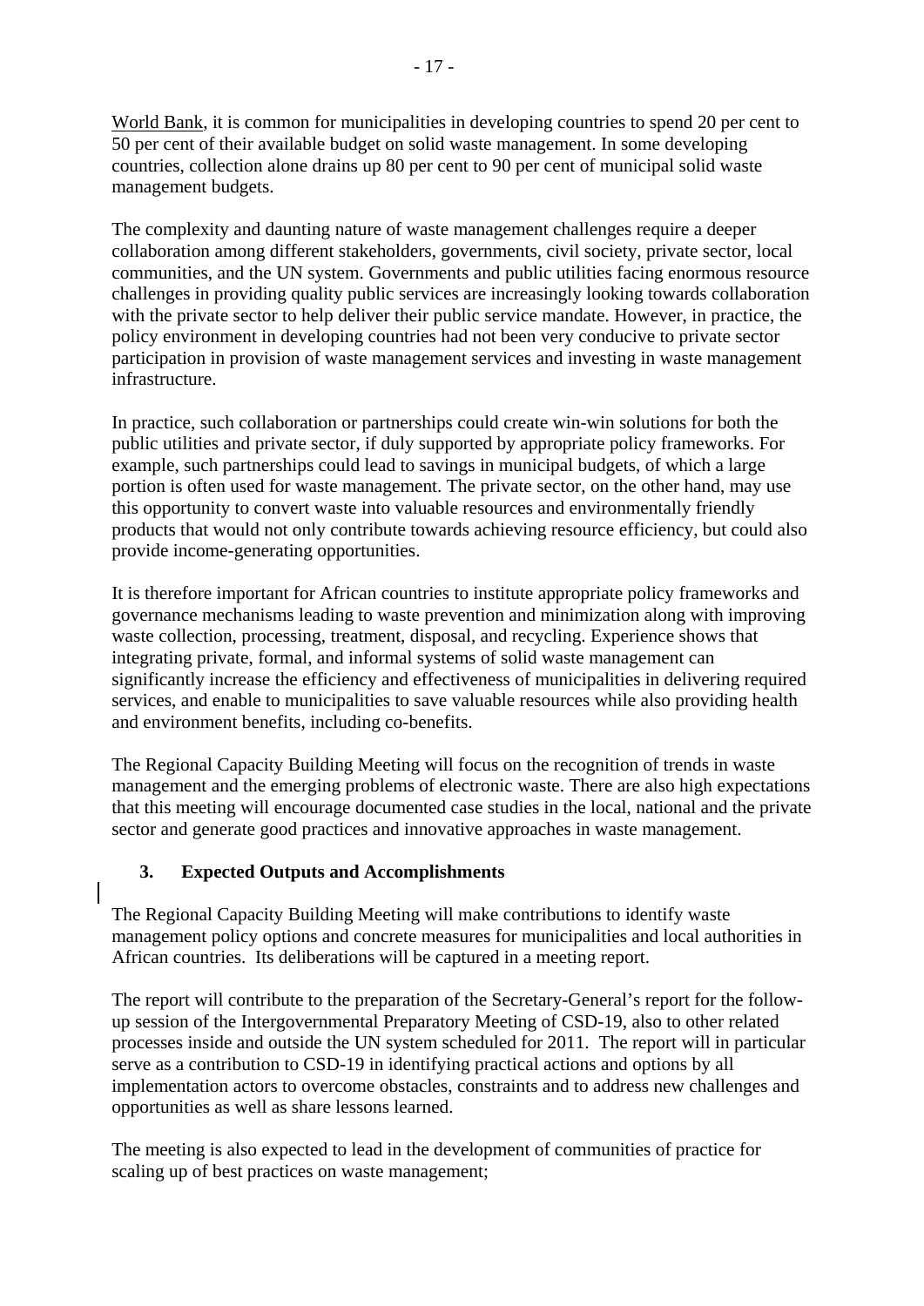World Bank, it is common for municipalities in developing countries to spend 20 per cent to 50 per cent of their available budget on solid waste management. In some developing countries, collection alone drains up 80 per cent to 90 per cent of municipal solid waste management budgets.

The complexity and daunting nature of waste management challenges require a deeper collaboration among different stakeholders, governments, civil society, private sector, local communities, and the UN system. Governments and public utilities facing enormous resource challenges in providing quality public services are increasingly looking towards collaboration with the private sector to help deliver their public service mandate. However, in practice, the policy environment in developing countries had not been very conducive to private sector participation in provision of waste management services and investing in waste management infrastructure.

In practice, such collaboration or partnerships could create win-win solutions for both the public utilities and private sector, if duly supported by appropriate policy frameworks. For example, such partnerships could lead to savings in municipal budgets, of which a large portion is often used for waste management. The private sector, on the other hand, may use this opportunity to convert waste into valuable resources and environmentally friendly products that would not only contribute towards achieving resource efficiency, but could also provide income-generating opportunities.

It is therefore important for African countries to institute appropriate policy frameworks and governance mechanisms leading to waste prevention and minimization along with improving waste collection, processing, treatment, disposal, and recycling. Experience shows that integrating private, formal, and informal systems of solid waste management can significantly increase the efficiency and effectiveness of municipalities in delivering required services, and enable to municipalities to save valuable resources while also providing health and environment benefits, including co-benefits.

The Regional Capacity Building Meeting will focus on the recognition of trends in waste management and the emerging problems of electronic waste. There are also high expectations that this meeting will encourage documented case studies in the local, national and the private sector and generate good practices and innovative approaches in waste management.

## 3. Expected Outputs and Accomplishments

The Regional Capacity Building Meeting will make contributions to identify waste management policy options and concrete measures for municipalities and local authorities in African countries. Its deliberations will be captured in a meeting report.

The report will contribute to the preparation of the Secretary-General's report for the follow-up session of the Intergovernmental Preparatory Meeting of CSD-19, also to other related processes inside and outside the UN system scheduled for 2011. The report will in particular serve as a contribution to CSD-19 in identifying practical actions and options by all implementation actors to overcome obstacles, constraints and to address new challenges and opportunities as well as share lessons learned.

The meeting is also expected to lead in the development of communities of practice for scaling up of best practices on waste management;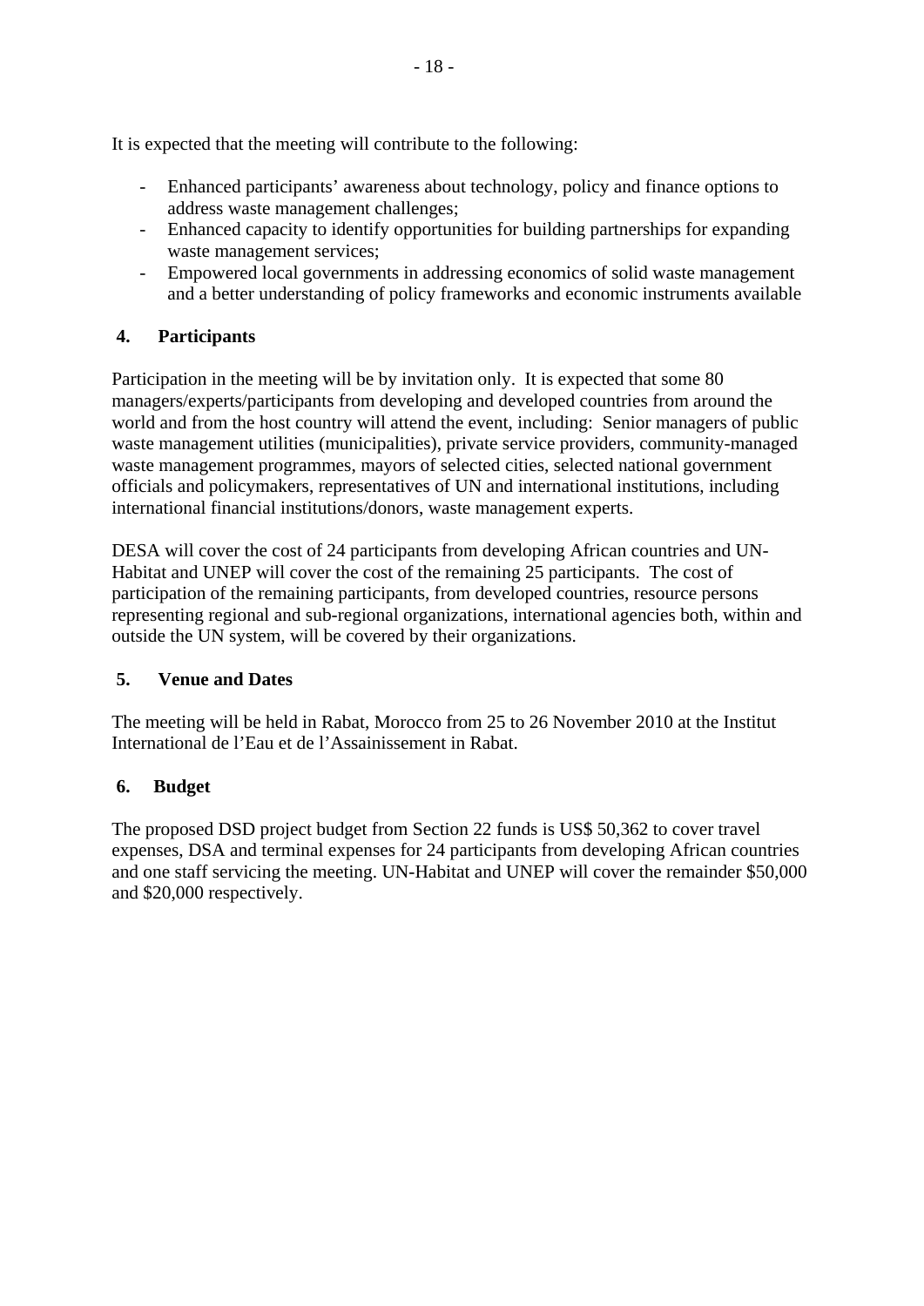It is expected that the meeting will contribute to the following:

- Enhanced participants' awareness about technology, policy and finance options to address waste management challenges;
- Enhanced capacity to identify opportunities for building partnerships for expanding waste management services;
- Empowered local governments in addressing economics of solid waste management and a better understanding of policy frameworks and economic instruments available

## 4. Participants

Participation in the meeting will be by invitation only. It is expected that some 80 managers/experts/participants from developing and developed countries from around the world and from the host country will attend the event, including: Senior managers of public waste management utilities (municipalities), private service providers, community-managed waste management programmes, mayors of selected cities, selected national government officials and policymakers, representatives of UN and international institutions, including international financial institutions/donors, waste management experts.

DESA will cover the cost of 24 participants from developing African countries and UN-Habitat and UNEP will cover the cost of the remaining 25 participants. The cost of participation of the remaining participants, from developed countries, resource persons representing regional and sub-regional organizations, international agencies both, within and outside the UN system, will be covered by their organizations.

## 5. Venue and Dates

The meeting will be held in Rabat, Morocco from 25 to 26 November 2010 at the Institut International de l'Eau et de l'Assainissement in Rabat.

## 6. Budget

The proposed DSD project budget from Section 22 funds is US$ 50,362 to cover travel expenses, DSA and terminal expenses for 24 participants from developing African countries and one staff servicing the meeting. UN-Habitat and UNEP will cover the remainder $50,000 and $20,000 respectively.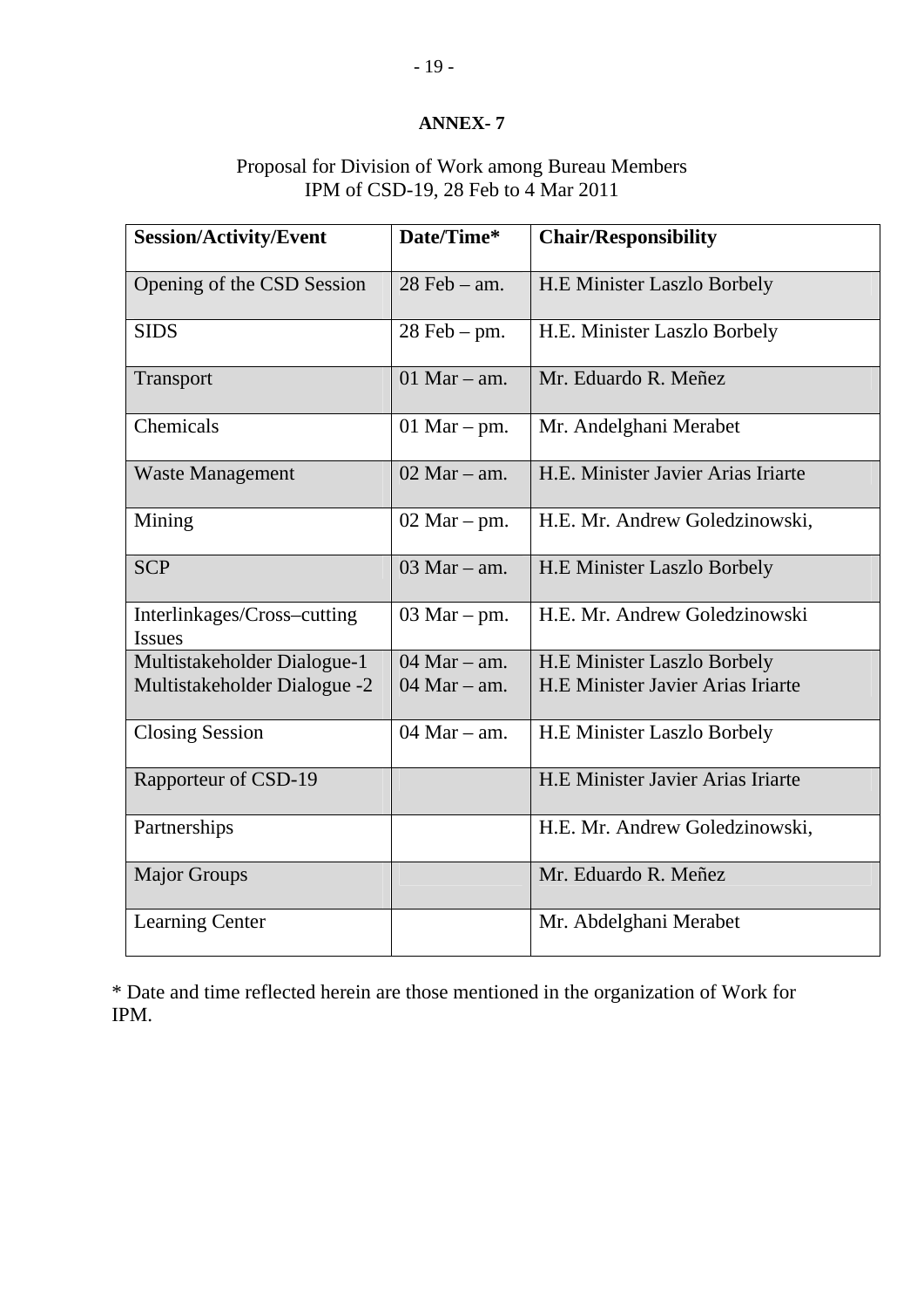## ANNEX- 7

Proposal for Division of Work among Bureau Members
IPM of CSD-19, 28 Feb to 4 Mar 2011

| Session/Activity/Event | Date/Time* | Chair/Responsibility |
|---|---|---|
| Opening of the CSD Session | 28 Feb – am. | H.E Minister Laszlo Borbely |
| SIDS | 28 Feb – pm. | H.E. Minister Laszlo Borbely |
| Transport | 01 Mar – am. | Mr. Eduardo R. Meñez |
| Chemicals | 01 Mar – pm. | Mr. Andelghani Merabet |
| Waste Management | 02 Mar – am. | H.E. Minister Javier Arias Iriarte |
| Mining | 02 Mar – pm. | H.E. Mr. Andrew Goledzinowski, |
| SCP | 03 Mar – am. | H.E Minister Laszlo Borbely |
| Interlinkages/Cross–cutting Issues | 03 Mar – pm. | H.E. Mr. Andrew Goledzinowski |
| Multistakeholder Dialogue-1<br>Multistakeholder Dialogue -2 | 04 Mar – am.<br>04 Mar – am. | H.E Minister Laszlo Borbely<br>H.E Minister Javier Arias Iriarte |
| Closing Session | 04 Mar – am. | H.E Minister Laszlo Borbely |
| Rapporteur of CSD-19 | | H.E Minister Javier Arias Iriarte |
| Partnerships | | H.E. Mr. Andrew Goledzinowski, |
| Major Groups | | Mr. Eduardo R. Meñez |
| Learning Center | | Mr. Abdelghani Merabet |

* Date and time reflected herein are those mentioned in the organization of Work for IPM.